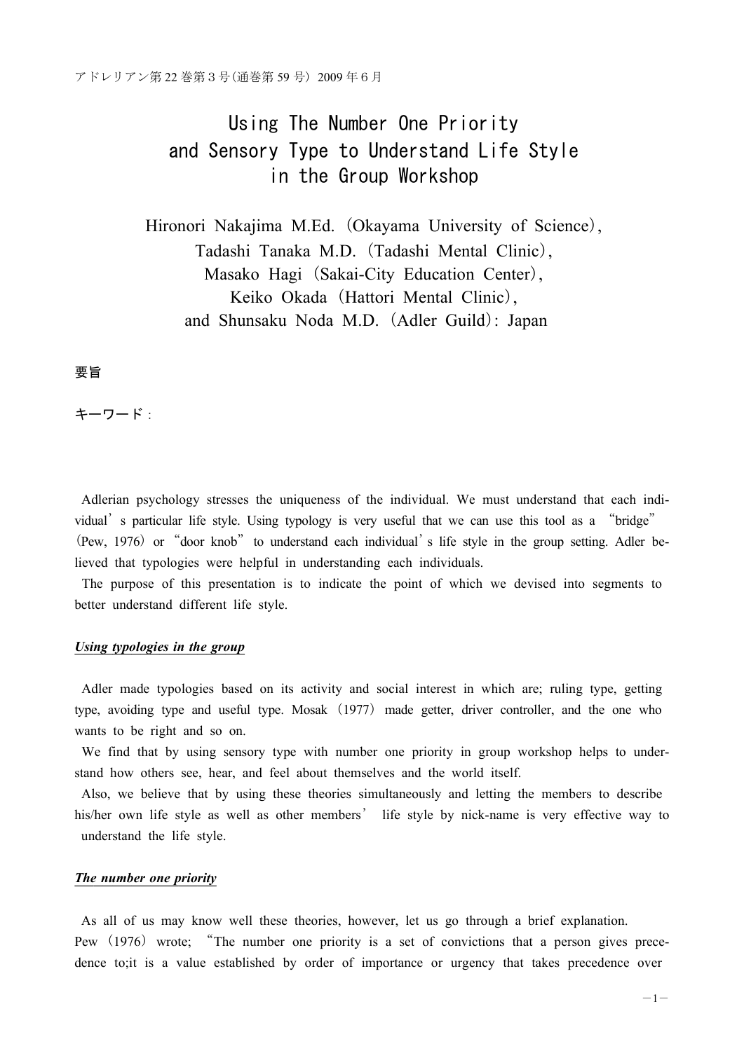# Using The Number One Priority and Sensory Type to Understand Life Style in the Group Workshop

Hironori Nakajima M.Ed.（Okayama University of Science），
Tadashi Tanaka M.D.（Tadashi Mental Clinic），
Masako Hagi（Sakai-City Education Center），
Keiko Okada（Hattori Mental Clinic），
and Shunsaku Noda M.D.（Adler Guild）: Japan

**要旨**

**キーワード**：

Adlerian psychology stresses the uniqueness of the individual. We must understand that each individual's particular life style. Using typology is very useful that we can use this tool as a "bridge"（Pew, 1976）or "door knob" to understand each individual's life style in the group setting. Adler believed that typologies were helpful in understanding each individuals.

The purpose of this presentation is to indicate the point of which we devised into segments to better understand different life style.

***Using typologies in the group***

Adler made typologies based on its activity and social interest in which are; ruling type, getting type, avoiding type and useful type. Mosak（1977）made getter, driver controller, and the one who wants to be right and so on.

We find that by using sensory type with number one priority in group workshop helps to understand how others see, hear, and feel about themselves and the world itself.

Also, we believe that by using these theories simultaneously and letting the members to describe his/her own life style as well as other members' life style by nick-name is very effective way to understand the life style.

***The number one priority***

As all of us may know well these theories, however, let us go through a brief explanation.
Pew（1976）wrote; "The number one priority is a set of convictions that a person gives precedence to;it is a value established by order of importance or urgency that takes precedence over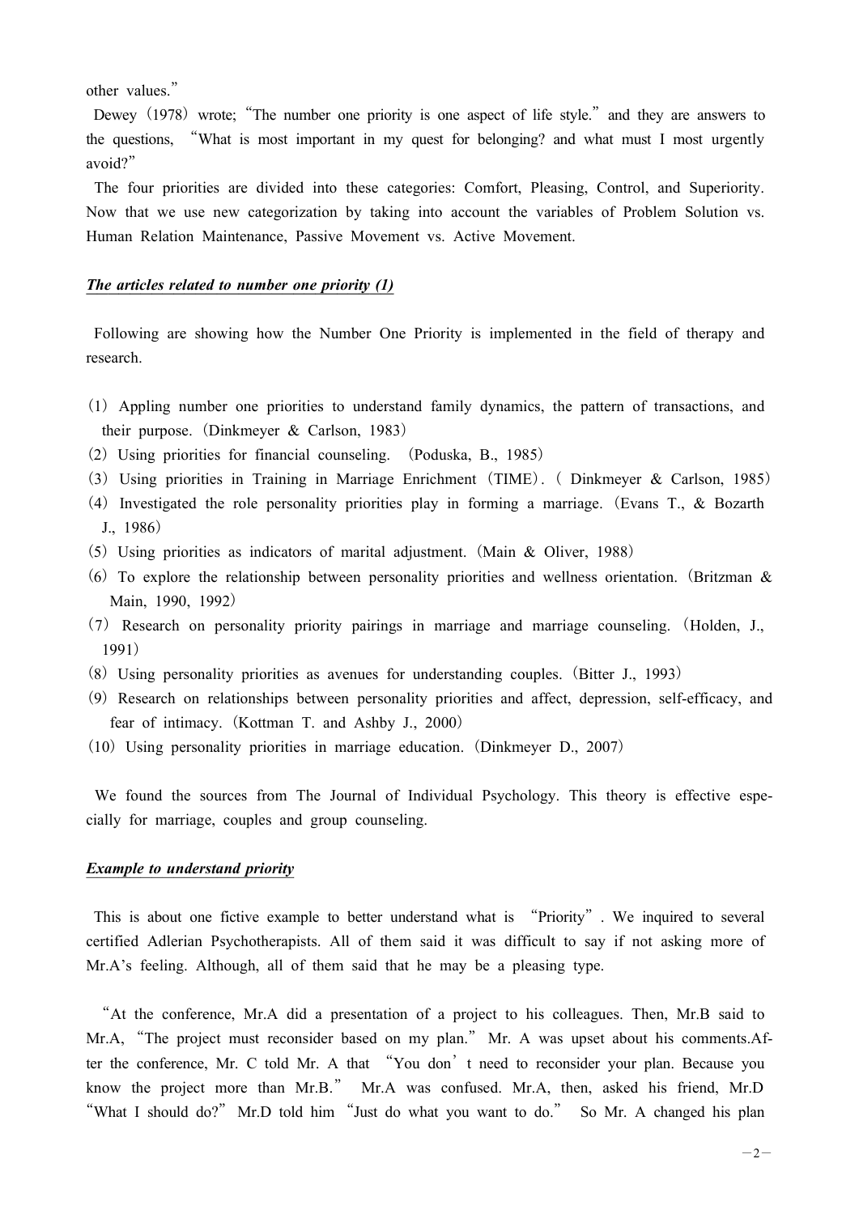other values."

Dewey (1978) wrote; "The number one priority is one aspect of life style." and they are answers to the questions, "What is most important in my quest for belonging? and what must I most urgently avoid?"

The four priorities are divided into these categories: Comfort, Pleasing, Control, and Superiority. Now that we use new categorization by taking into account the variables of Problem Solution vs. Human Relation Maintenance, Passive Movement vs. Active Movement.

***The articles related to number one priority (1)***

Following are showing how the Number One Priority is implemented in the field of therapy and research.

(1) Appling number one priorities to understand family dynamics, the pattern of transactions, and their purpose. (Dinkmeyer & Carlson, 1983)
(2) Using priorities for financial counseling. (Poduska, B., 1985)
(3) Using priorities in Training in Marriage Enrichment (TIME). ( Dinkmeyer & Carlson, 1985)
(4) Investigated the role personality priorities play in forming a marriage. (Evans T., & Bozarth J., 1986)
(5) Using priorities as indicators of marital adjustment. (Main & Oliver, 1988)
(6) To explore the relationship between personality priorities and wellness orientation. (Britzman & Main, 1990, 1992)
(7) Research on personality priority pairings in marriage and marriage counseling. (Holden, J., 1991)
(8) Using personality priorities as avenues for understanding couples. (Bitter J., 1993)
(9) Research on relationships between personality priorities and affect, depression, self-efficacy, and fear of intimacy. (Kottman T. and Ashby J., 2000)
(10) Using personality priorities in marriage education. (Dinkmeyer D., 2007)

We found the sources from The Journal of Individual Psychology. This theory is effective especially for marriage, couples and group counseling.

***Example to understand priority***

This is about one fictive example to better understand what is "Priority". We inquired to several certified Adlerian Psychotherapists. All of them said it was difficult to say if not asking more of Mr.A's feeling. Although, all of them said that he may be a pleasing type.

"At the conference, Mr.A did a presentation of a project to his colleagues. Then, Mr.B said to Mr.A, "The project must reconsider based on my plan." Mr. A was upset about his comments.After the conference, Mr. C told Mr. A that "You don't need to reconsider your plan. Because you know the project more than Mr.B." Mr.A was confused. Mr.A, then, asked his friend, Mr.D "What I should do?" Mr.D told him "Just do what you want to do." So Mr. A changed his plan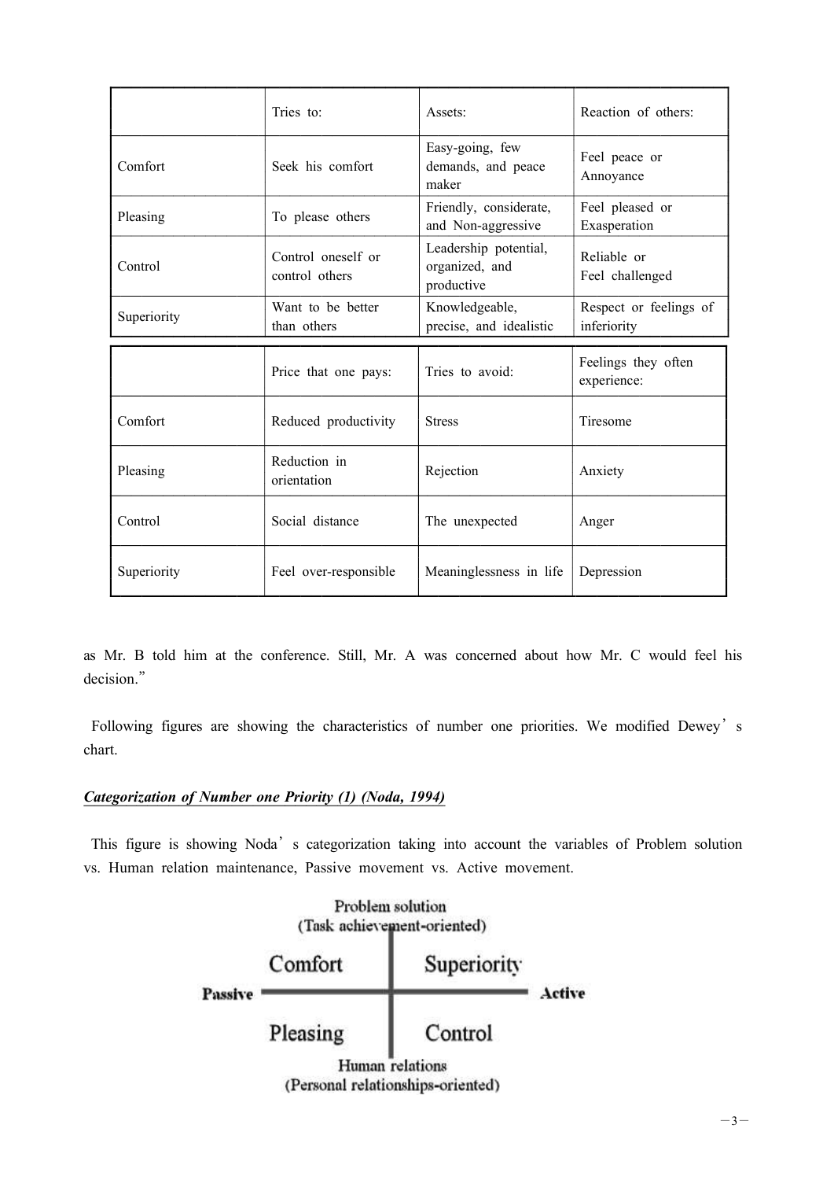| | Tries to: | Assets: | Reaction of others: |
|---|---|---|---|
| Comfort | Seek his comfort | Easy-going, few demands, and peace maker | Feel peace or Annoyance |
| Pleasing | To please others | Friendly, considerate, and Non-aggressive | Feel pleased or Exasperation |
| Control | Control oneself or control others | Leadership potential, organized, and productive | Reliable or Feel challenged |
| Superiority | Want to be better than others | Knowledgeable, precise, and idealistic | Respect or feelings of inferiority |

| | Price that one pays: | Tries to avoid: | Feelings they often experience: |
|---|---|---|---|
| Comfort | Reduced productivity | Stress | Tiresome |
| Pleasing | Reduction in orientation | Rejection | Anxiety |
| Control | Social distance | The unexpected | Anger |
| Superiority | Feel over-responsible | Meaninglessness in life | Depression |

as Mr. B told him at the conference. Still, Mr. A was concerned about how Mr. C would feel his decision."

Following figures are showing the characteristics of number one priorities. We modified Dewey's chart.

***Categorization of Number one Priority (1) (Noda, 1994)***

This figure is showing Noda's categorization taking into account the variables of Problem solution vs. Human relation maintenance, Passive movement vs. Active movement.

Problem solution
(Task achievement-oriented)

Comfort
Superiority

Passive
Active

Pleasing
Control

Human relations
(Personal relationships-oriented)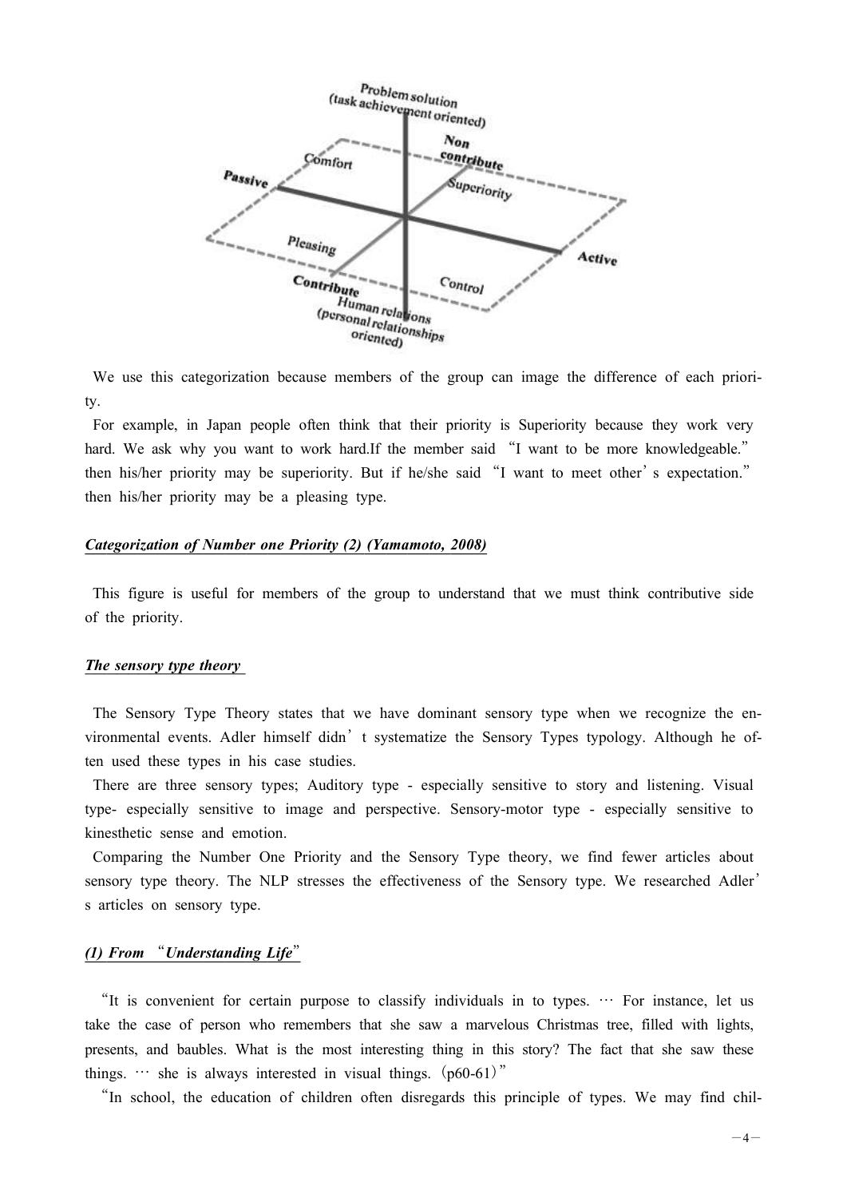Problem solution
(task achievement oriented)

Non contribute

Comfort

Superiority

Passive

Active

Pleasing

Control

Contribute

Human relations
(personal relationships oriented)

We use this categorization because members of the group can image the difference of each priority.

For example, in Japan people often think that their priority is Superiority because they work very hard. We ask why you want to work hard.If the member said "I want to be more knowledgeable." then his/her priority may be superiority. But if he/she said "I want to meet other's expectation." then his/her priority may be a pleasing type.

***Categorization of Number one Priority (2) (Yamamoto, 2008)***

This figure is useful for members of the group to understand that we must think contributive side of the priority.

***The sensory type theory***

The Sensory Type Theory states that we have dominant sensory type when we recognize the environmental events. Adler himself didn't systematize the Sensory Types typology. Although he often used these types in his case studies.

There are three sensory types; Auditory type - especially sensitive to story and listening. Visual type- especially sensitive to image and perspective. Sensory-motor type - especially sensitive to kinesthetic sense and emotion.

Comparing the Number One Priority and the Sensory Type theory, we find fewer articles about sensory type theory. The NLP stresses the effectiveness of the Sensory type. We researched Adler's articles on sensory type.

***(1) From "Understanding Life"***

"It is convenient for certain purpose to classify individuals in to types. … For instance, let us take the case of person who remembers that she saw a marvelous Christmas tree, filled with lights, presents, and baubles. What is the most interesting thing in this story? The fact that she saw these things. … she is always interested in visual things. (p60-61)"

"In school, the education of children often disregards this principle of types. We may find chil-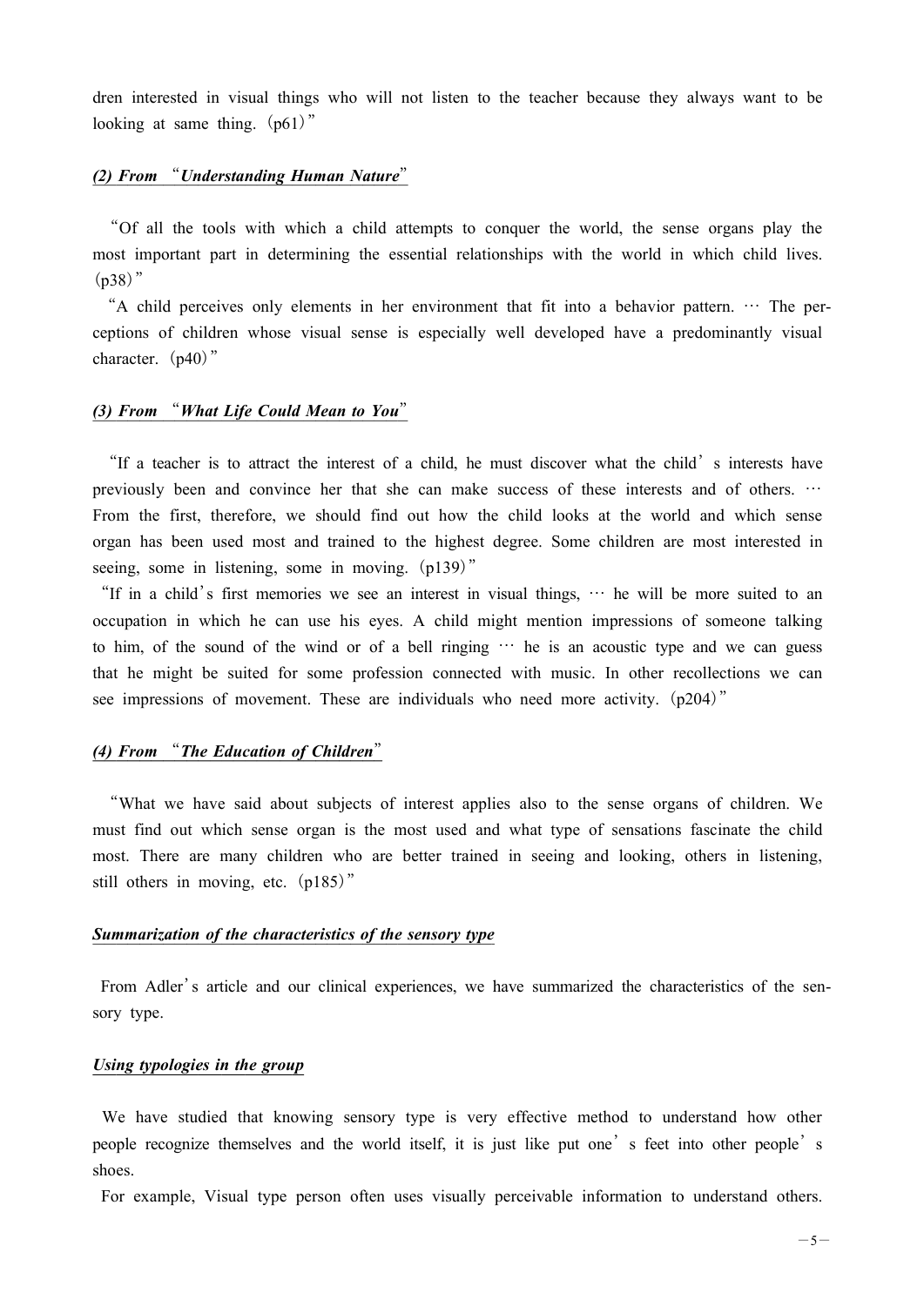dren interested in visual things who will not listen to the teacher because they always want to be looking at same thing.（p61）"

### *(2) From "Understanding Human Nature"*

"Of all the tools with which a child attempts to conquer the world, the sense organs play the most important part in determining the essential relationships with the world in which child lives.（p38）"

"A child perceives only elements in her environment that fit into a behavior pattern. … The perceptions of children whose visual sense is especially well developed have a predominantly visual character.（p40）"

### *(3) From "What Life Could Mean to You"*

"If a teacher is to attract the interest of a child, he must discover what the child' s interests have previously been and convince her that she can make success of these interests and of others. … From the first, therefore, we should find out how the child looks at the world and which sense organ has been used most and trained to the highest degree. Some children are most interested in seeing, some in listening, some in moving.（p139）"

"If in a child's first memories we see an interest in visual things, … he will be more suited to an occupation in which he can use his eyes. A child might mention impressions of someone talking to him, of the sound of the wind or of a bell ringing … he is an acoustic type and we can guess that he might be suited for some profession connected with music. In other recollections we can see impressions of movement. These are individuals who need more activity.（p204）"

### *(4) From "The Education of Children"*

"What we have said about subjects of interest applies also to the sense organs of children. We must find out which sense organ is the most used and what type of sensations fascinate the child most. There are many children who are better trained in seeing and looking, others in listening, still others in moving, etc.（p185）"

### *Summarization of the characteristics of the sensory type*

From Adler's article and our clinical experiences, we have summarized the characteristics of the sensory type.

### *Using typologies in the group*

We have studied that knowing sensory type is very effective method to understand how other people recognize themselves and the world itself, it is just like put one' s feet into other people' s shoes.

For example, Visual type person often uses visually perceivable information to understand others.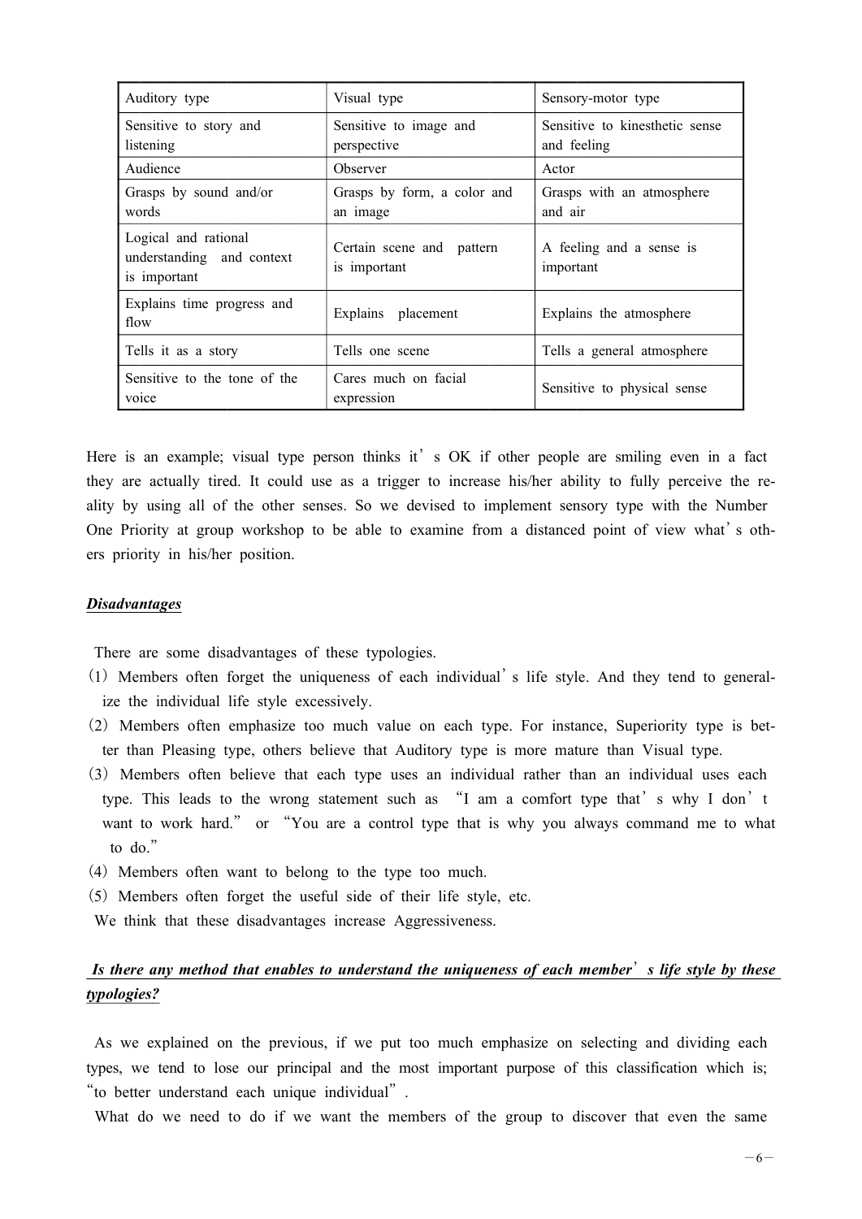| Auditory type | Visual type | Sensory-motor type |
|---|---|---|
| Sensitive to story and listening | Sensitive to image and perspective | Sensitive to kinesthetic sense and feeling |
| Audience | Observer | Actor |
| Grasps by sound and/or words | Grasps by form, a color and an image | Grasps with an atmosphere and air |
| Logical and rational understanding and context is important | Certain scene and pattern is important | A feeling and a sense is important |
| Explains time progress and flow | Explains placement | Explains the atmosphere |
| Tells it as a story | Tells one scene | Tells a general atmosphere |
| Sensitive to the tone of the voice | Cares much on facial expression | Sensitive to physical sense |

Here is an example; visual type person thinks it's OK if other people are smiling even in a fact they are actually tired. It could use as a trigger to increase his/her ability to fully perceive the reality by using all of the other senses. So we devised to implement sensory type with the Number One Priority at group workshop to be able to examine from a distanced point of view what's others priority in his/her position.

***Disadvantages***

There are some disadvantages of these typologies.

(1) Members often forget the uniqueness of each individual's life style. And they tend to generalize the individual life style excessively.
(2) Members often emphasize too much value on each type. For instance, Superiority type is better than Pleasing type, others believe that Auditory type is more mature than Visual type.
(3) Members often believe that each type uses an individual rather than an individual uses each type. This leads to the wrong statement such as "I am a comfort type that's why I don't want to work hard." or "You are a control type that is why you always command me to what to do."
(4) Members often want to belong to the type too much.
(5) Members often forget the useful side of their life style, etc.

We think that these disadvantages increase Aggressiveness.

***Is there any method that enables to understand the uniqueness of each member's life style by these typologies?***

As we explained on the previous, if we put too much emphasize on selecting and dividing each types, we tend to lose our principal and the most important purpose of this classification which is; "to better understand each unique individual".

What do we need to do if we want the members of the group to discover that even the same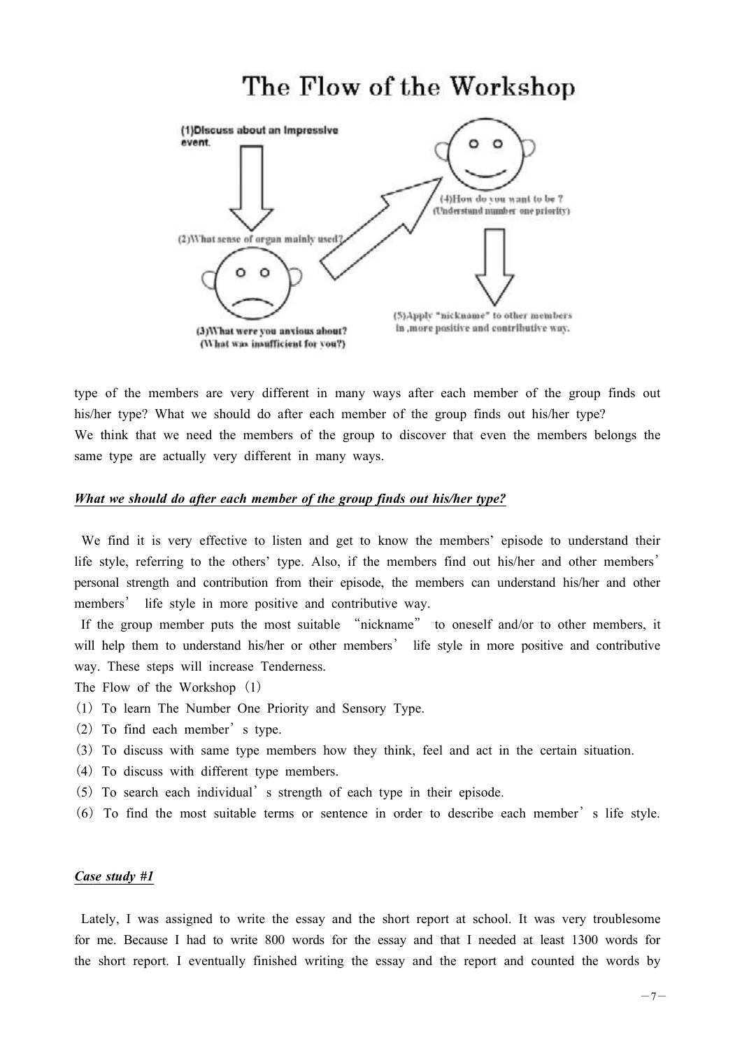# The Flow of the Workshop

(1)Discuss about an Impressive event.

(2)What sense of organ mainly used?

(3)What were you anxious about? (What was insufficient for you?)

(4)How do you want to be ? (Understand number one priority)

(5)Apply "nickname" to other members in ,more positive and contributive way.

type of the members are very different in many ways after each member of the group finds out his/her type? What we should do after each member of the group finds out his/her type?
We think that we need the members of the group to discover that even the members belongs the same type are actually very different in many ways.

***What we should do after each member of the group finds out his/her type?***

We find it is very effective to listen and get to know the members' episode to understand their life style, referring to the others' type. Also, if the members find out his/her and other members' personal strength and contribution from their episode, the members can understand his/her and other members' life style in more positive and contributive way.

If the group member puts the most suitable "nickname" to oneself and/or to other members, it will help them to understand his/her or other members' life style in more positive and contributive way. These steps will increase Tenderness.

The Flow of the Workshop（1）

（1）To learn The Number One Priority and Sensory Type.

（2）To find each member's type.

（3）To discuss with same type members how they think, feel and act in the certain situation.

（4）To discuss with different type members.

（5）To search each individual's strength of each type in their episode.

（6）To find the most suitable terms or sentence in order to describe each member's life style.

***Case study #1***

Lately, I was assigned to write the essay and the short report at school. It was very troublesome for me. Because I had to write 800 words for the essay and that I needed at least 1300 words for the short report. I eventually finished writing the essay and the report and counted the words by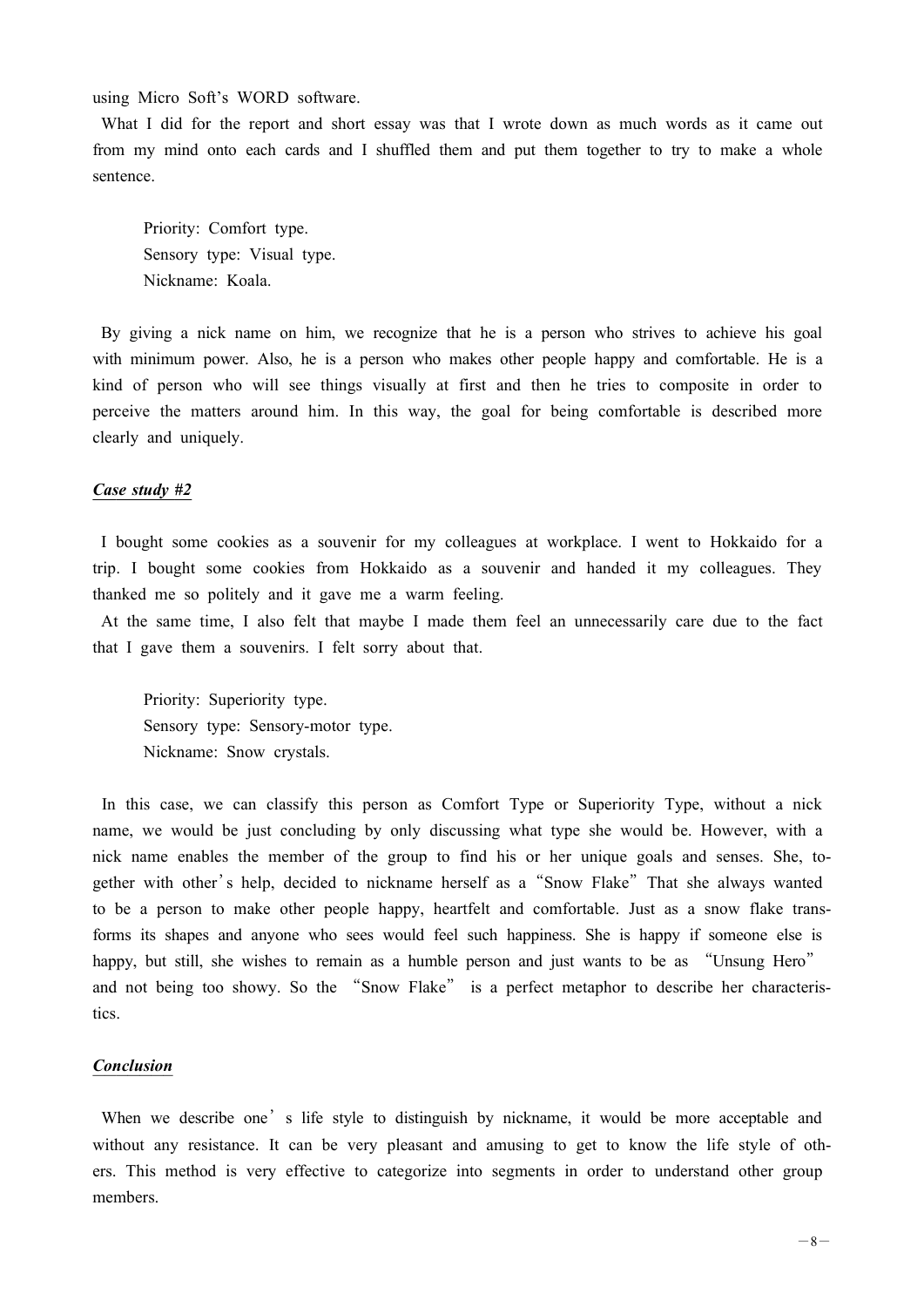using Micro Soft's WORD software.

What I did for the report and short essay was that I wrote down as much words as it came out from my mind onto each cards and I shuffled them and put them together to try to make a whole sentence.

> Priority: Comfort type.
> Sensory type: Visual type.
> Nickname: Koala.

By giving a nick name on him, we recognize that he is a person who strives to achieve his goal with minimum power. Also, he is a person who makes other people happy and comfortable. He is a kind of person who will see things visually at first and then he tries to composite in order to perceive the matters around him. In this way, the goal for being comfortable is described more clearly and uniquely.

***Case study #2***

I bought some cookies as a souvenir for my colleagues at workplace. I went to Hokkaido for a trip. I bought some cookies from Hokkaido as a souvenir and handed it my colleagues. They thanked me so politely and it gave me a warm feeling.

At the same time, I also felt that maybe I made them feel an unnecessarily care due to the fact that I gave them a souvenirs. I felt sorry about that.

> Priority: Superiority type.
> Sensory type: Sensory-motor type.
> Nickname: Snow crystals.

In this case, we can classify this person as Comfort Type or Superiority Type, without a nick name, we would be just concluding by only discussing what type she would be. However, with a nick name enables the member of the group to find his or her unique goals and senses. She, together with other's help, decided to nickname herself as a "Snow Flake" That she always wanted to be a person to make other people happy, heartfelt and comfortable. Just as a snow flake transforms its shapes and anyone who sees would feel such happiness. She is happy if someone else is happy, but still, she wishes to remain as a humble person and just wants to be as "Unsung Hero" and not being too showy. So the "Snow Flake" is a perfect metaphor to describe her characteristics.

***Conclusion***

When we describe one's life style to distinguish by nickname, it would be more acceptable and without any resistance. It can be very pleasant and amusing to get to know the life style of others. This method is very effective to categorize into segments in order to understand other group members.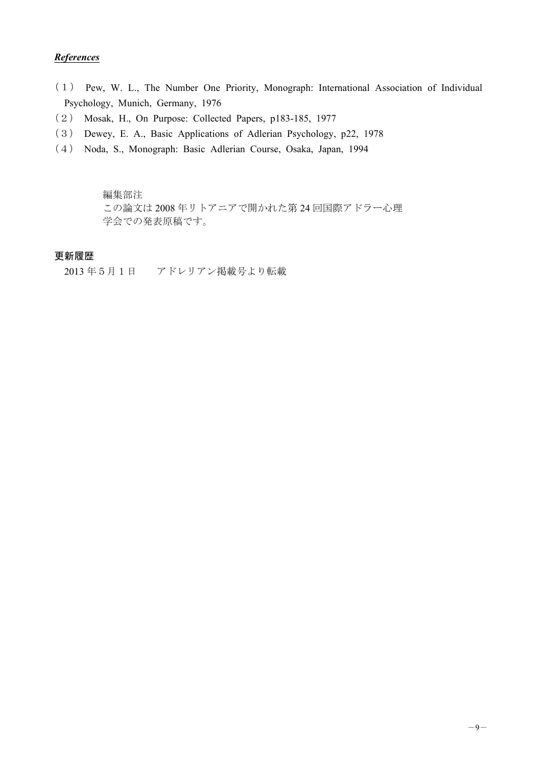***References***

（１） Pew, W. L., The Number One Priority, Monograph: International Association of Individual Psychology, Munich, Germany, 1976

（２） Mosak, H., On Purpose: Collected Papers, p183-185, 1977

（３） Dewey, E. A., Basic Applications of Adlerian Psychology, p22, 1978

（４） Noda, S., Monograph: Basic Adlerian Course, Osaka, Japan, 1994

編集部注
この論文は 2008 年リトアニアで開かれた第 24 回国際アドラー心理学会での発表原稿です。

**更新履歴**

2013 年５月１日　　アドレリアン掲載号より転載